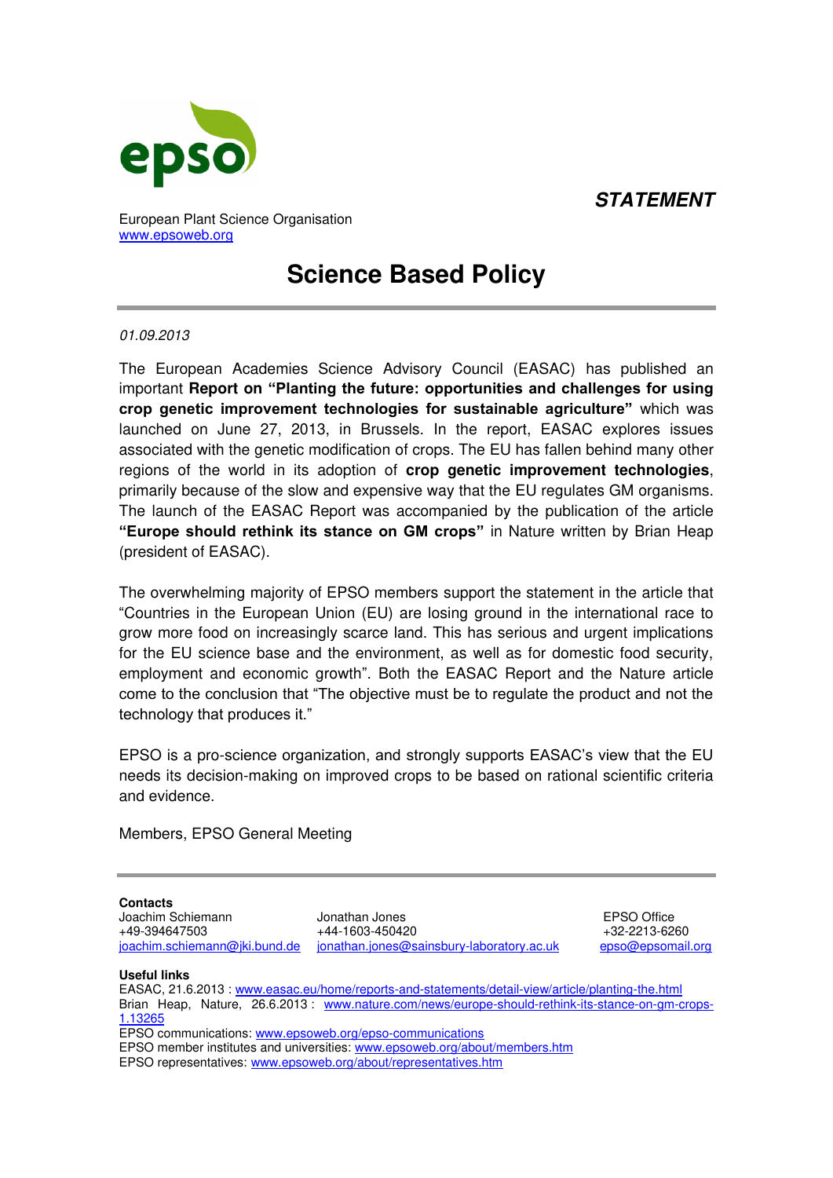**STATEMENT**

European Plant Science Organisation
www.epsoweb.org

# Science Based Policy

*01.09.2013*

The European Academies Science Advisory Council (EASAC) has published an important **Report on "Planting the future: opportunities and challenges for using crop genetic improvement technologies for sustainable agriculture"** which was launched on June 27, 2013, in Brussels. In the report, EASAC explores issues associated with the genetic modification of crops. The EU has fallen behind many other regions of the world in its adoption of **crop genetic improvement technologies**, primarily because of the slow and expensive way that the EU regulates GM organisms. The launch of the EASAC Report was accompanied by the publication of the article **"Europe should rethink its stance on GM crops"** in Nature written by Brian Heap (president of EASAC).

The overwhelming majority of EPSO members support the statement in the article that "Countries in the European Union (EU) are losing ground in the international race to grow more food on increasingly scarce land. This has serious and urgent implications for the EU science base and the environment, as well as for domestic food security, employment and economic growth". Both the EASAC Report and the Nature article come to the conclusion that "The objective must be to regulate the product and not the technology that produces it."

EPSO is a pro-science organization, and strongly supports EASAC's view that the EU needs its decision-making on improved crops to be based on rational scientific criteria and evidence.

Members, EPSO General Meeting

---

**Contacts**

| Joachim Schiemann | Jonathan Jones | EPSO Office |
|---|---|---|
| +49-394647503 | +44-1603-450420 | +32-2213-6260 |
| joachim.schiemann@jki.bund.de | jonathan.jones@sainsbury-laboratory.ac.uk | epso@epsomail.org |

**Useful links**

EASAC, 21.6.2013 : www.easac.eu/home/reports-and-statements/detail-view/article/planting-the.html
Brian Heap, Nature, 26.6.2013 : www.nature.com/news/europe-should-rethink-its-stance-on-gm-crops-1.13265
EPSO communications: www.epsoweb.org/epso-communications
EPSO member institutes and universities: www.epsoweb.org/about/members.htm
EPSO representatives: www.epsoweb.org/about/representatives.htm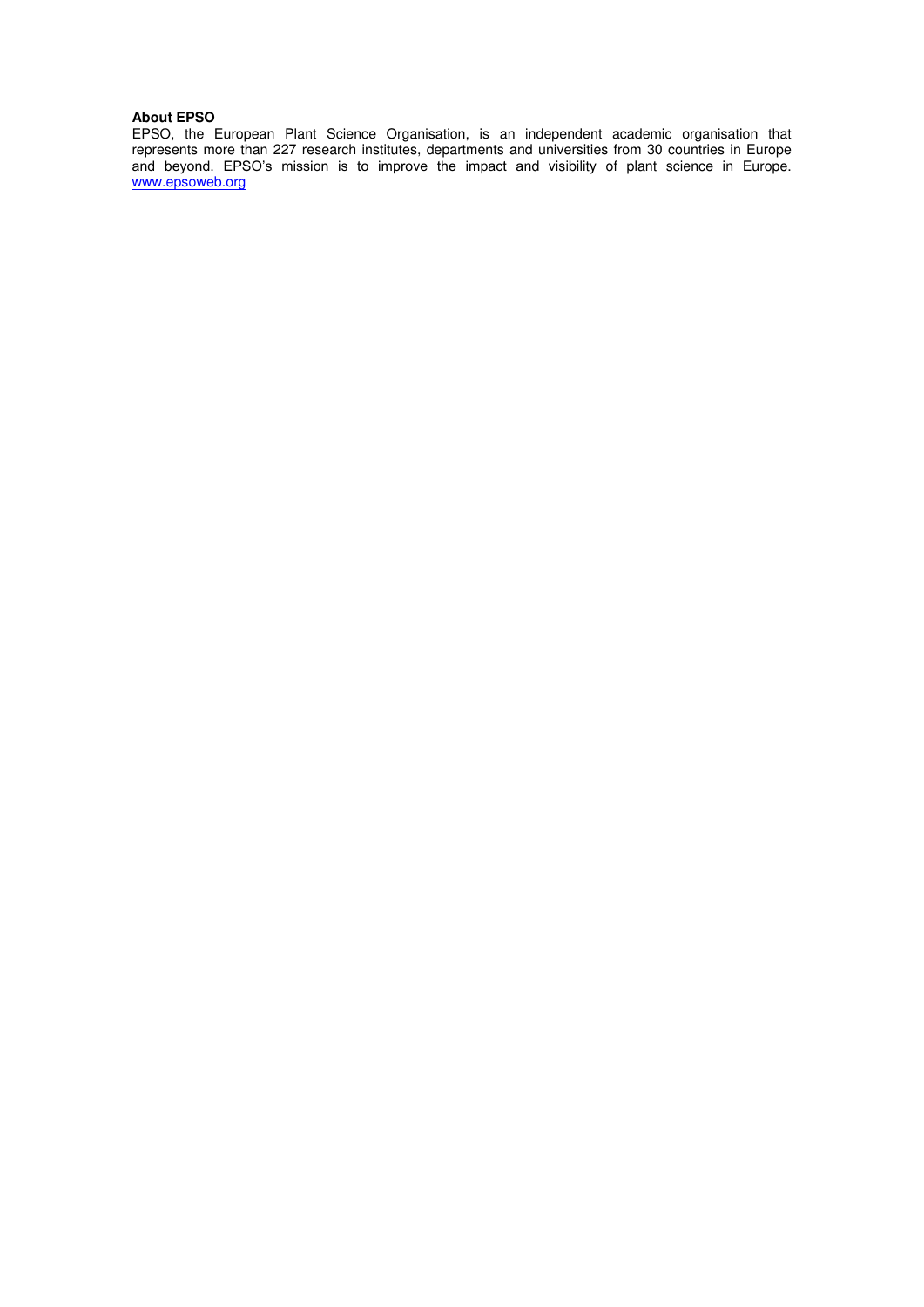**About EPSO**

EPSO, the European Plant Science Organisation, is an independent academic organisation that represents more than 227 research institutes, departments and universities from 30 countries in Europe and beyond. EPSO's mission is to improve the impact and visibility of plant science in Europe. www.epsoweb.org